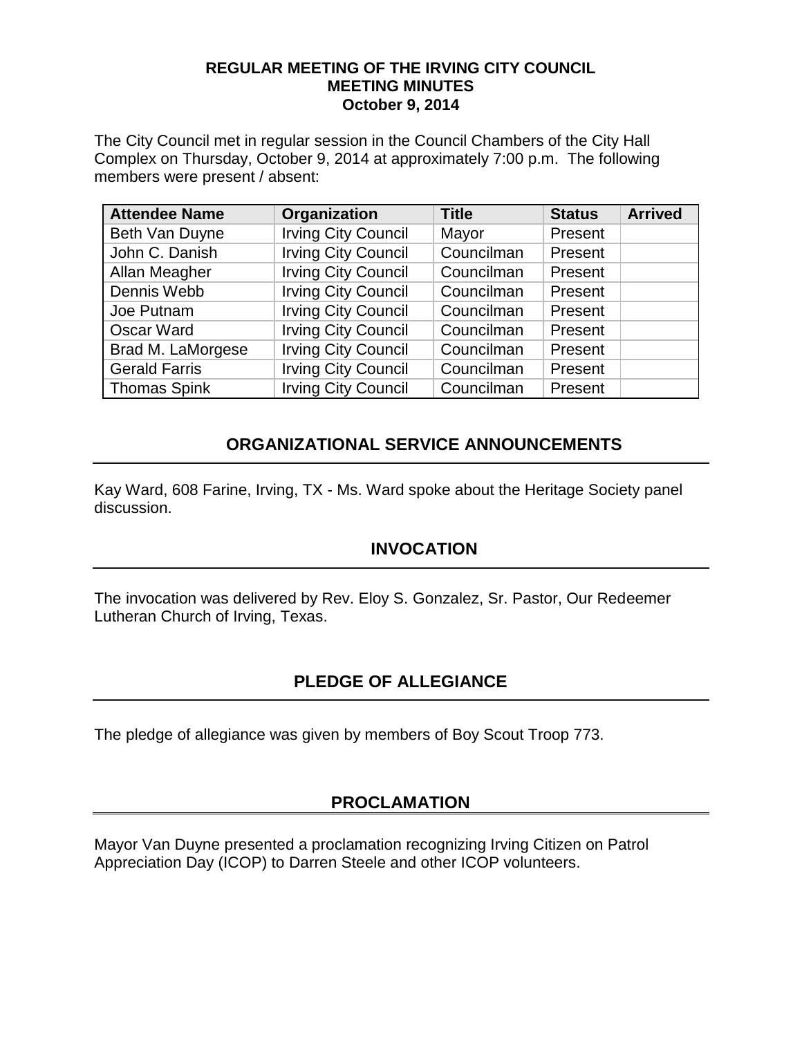# REGULAR MEETING OF THE IRVING CITY COUNCIL
# MEETING MINUTES
# October 9, 2014

The City Council met in regular session in the Council Chambers of the City Hall Complex on Thursday, October 9, 2014 at approximately 7:00 p.m. The following members were present / absent:

| Attendee Name | Organization | Title | Status | Arrived |
|---|---|---|---|---|
| Beth Van Duyne | Irving City Council | Mayor | Present | |
| John C. Danish | Irving City Council | Councilman | Present | |
| Allan Meagher | Irving City Council | Councilman | Present | |
| Dennis Webb | Irving City Council | Councilman | Present | |
| Joe Putnam | Irving City Council | Councilman | Present | |
| Oscar Ward | Irving City Council | Councilman | Present | |
| Brad M. LaMorgese | Irving City Council | Councilman | Present | |
| Gerald Farris | Irving City Council | Councilman | Present | |
| Thomas Spink | Irving City Council | Councilman | Present | |

## ORGANIZATIONAL SERVICE ANNOUNCEMENTS

Kay Ward, 608 Farine, Irving, TX - Ms. Ward spoke about the Heritage Society panel discussion.

## INVOCATION

The invocation was delivered by Rev. Eloy S. Gonzalez, Sr. Pastor, Our Redeemer Lutheran Church of Irving, Texas.

## PLEDGE OF ALLEGIANCE

The pledge of allegiance was given by members of Boy Scout Troop 773.

## PROCLAMATION

Mayor Van Duyne presented a proclamation recognizing Irving Citizen on Patrol Appreciation Day (ICOP) to Darren Steele and other ICOP volunteers.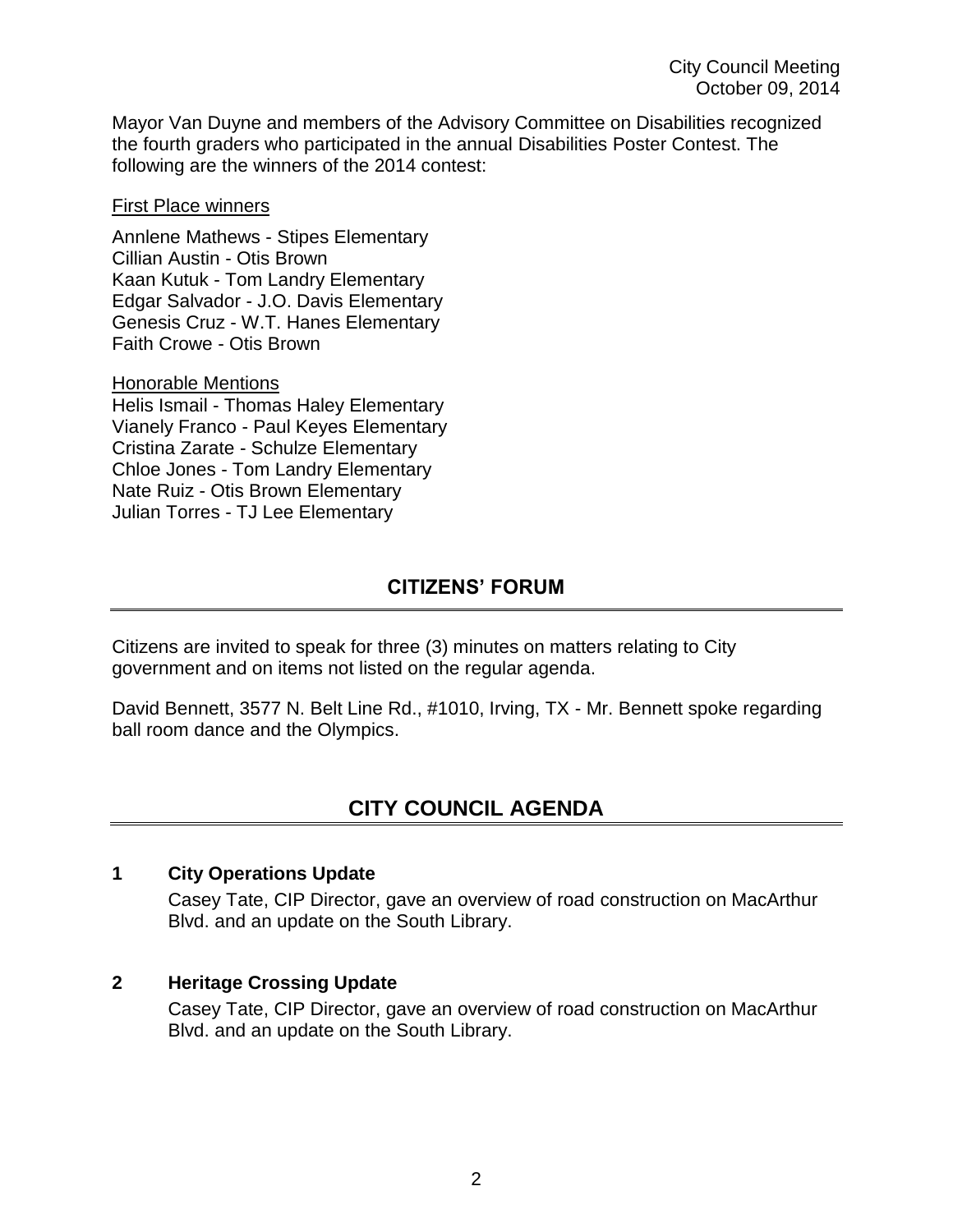Mayor Van Duyne and members of the Advisory Committee on Disabilities recognized the fourth graders who participated in the annual Disabilities Poster Contest. The following are the winners of the 2014 contest:

First Place winners

Annlene Mathews - Stipes Elementary
Cillian Austin - Otis Brown
Kaan Kutuk - Tom Landry Elementary
Edgar Salvador - J.O. Davis Elementary
Genesis Cruz - W.T. Hanes Elementary
Faith Crowe - Otis Brown

Honorable Mentions
Helis Ismail - Thomas Haley Elementary
Vianely Franco - Paul Keyes Elementary
Cristina Zarate - Schulze Elementary
Chloe Jones - Tom Landry Elementary
Nate Ruiz - Otis Brown Elementary
Julian Torres - TJ Lee Elementary

## CITIZENS' FORUM

Citizens are invited to speak for three (3) minutes on matters relating to City government and on items not listed on the regular agenda.

David Bennett, 3577 N. Belt Line Rd., #1010, Irving, TX - Mr. Bennett spoke regarding ball room dance and the Olympics.

## CITY COUNCIL AGENDA

### 1 City Operations Update

Casey Tate, CIP Director, gave an overview of road construction on MacArthur Blvd. and an update on the South Library.

### 2 Heritage Crossing Update

Casey Tate, CIP Director, gave an overview of road construction on MacArthur Blvd. and an update on the South Library.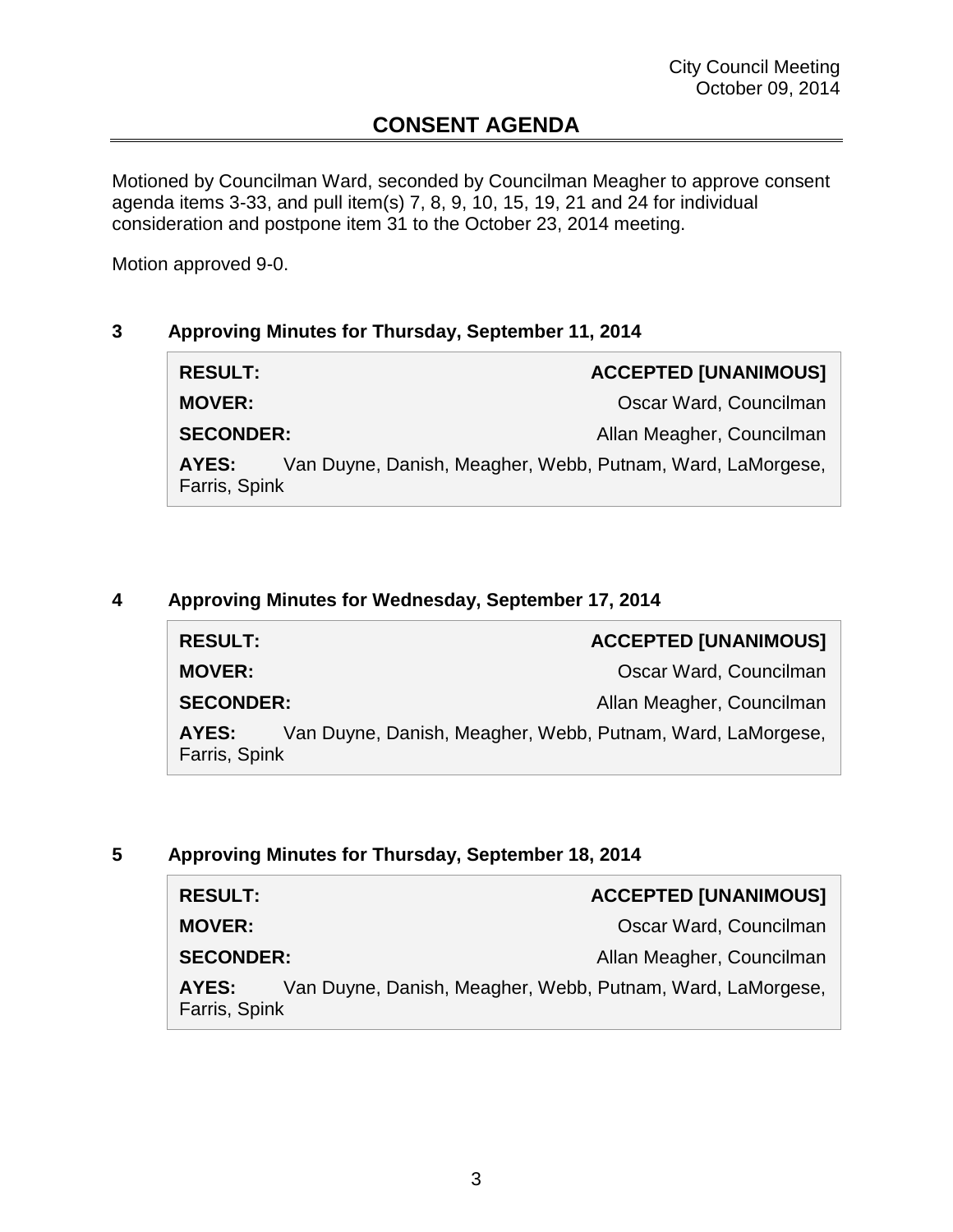## CONSENT AGENDA

Motioned by Councilman Ward, seconded by Councilman Meagher to approve consent agenda items 3-33, and pull item(s) 7, 8, 9, 10, 15, 19, 21 and 24 for individual consideration and postpone item 31 to the October 23, 2014 meeting.

Motion approved 9-0.

### 3 Approving Minutes for Thursday, September 11, 2014

| | |
|---|---|
| **RESULT:** | **ACCEPTED [UNANIMOUS]** |
| **MOVER:** | Oscar Ward, Councilman |
| **SECONDER:** | Allan Meagher, Councilman |
| **AYES:** | Van Duyne, Danish, Meagher, Webb, Putnam, Ward, LaMorgese, Farris, Spink |

### 4 Approving Minutes for Wednesday, September 17, 2014

| | |
|---|---|
| **RESULT:** | **ACCEPTED [UNANIMOUS]** |
| **MOVER:** | Oscar Ward, Councilman |
| **SECONDER:** | Allan Meagher, Councilman |
| **AYES:** | Van Duyne, Danish, Meagher, Webb, Putnam, Ward, LaMorgese, Farris, Spink |

### 5 Approving Minutes for Thursday, September 18, 2014

| | |
|---|---|
| **RESULT:** | **ACCEPTED [UNANIMOUS]** |
| **MOVER:** | Oscar Ward, Councilman |
| **SECONDER:** | Allan Meagher, Councilman |
| **AYES:** | Van Duyne, Danish, Meagher, Webb, Putnam, Ward, LaMorgese, Farris, Spink |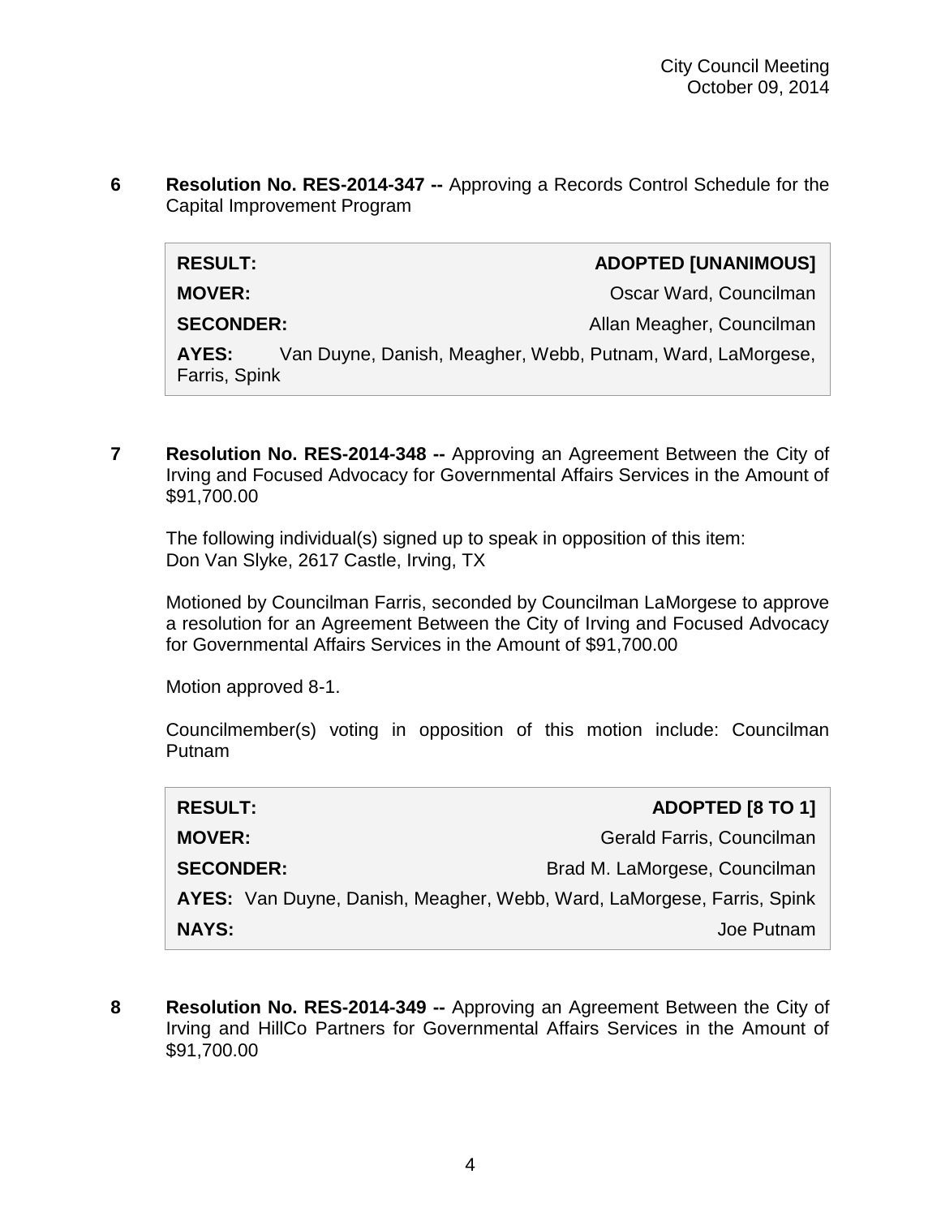**6 Resolution No. RES-2014-347 --** Approving a Records Control Schedule for the Capital Improvement Program

| | |
|---|---|
| **RESULT:** | **ADOPTED [UNANIMOUS]** |
| **MOVER:** | Oscar Ward, Councilman |
| **SECONDER:** | Allan Meagher, Councilman |
| **AYES:** | Van Duyne, Danish, Meagher, Webb, Putnam, Ward, LaMorgese, Farris, Spink |

**7 Resolution No. RES-2014-348 --** Approving an Agreement Between the City of Irving and Focused Advocacy for Governmental Affairs Services in the Amount of $91,700.00

The following individual(s) signed up to speak in opposition of this item:
Don Van Slyke, 2617 Castle, Irving, TX

Motioned by Councilman Farris, seconded by Councilman LaMorgese to approve a resolution for an Agreement Between the City of Irving and Focused Advocacy for Governmental Affairs Services in the Amount of $91,700.00

Motion approved 8-1.

Councilmember(s) voting in opposition of this motion include: Councilman Putnam

| | |
|---|---|
| **RESULT:** | **ADOPTED [8 TO 1]** |
| **MOVER:** | Gerald Farris, Councilman |
| **SECONDER:** | Brad M. LaMorgese, Councilman |
| **AYES:** | Van Duyne, Danish, Meagher, Webb, Ward, LaMorgese, Farris, Spink |
| **NAYS:** | Joe Putnam |

**8 Resolution No. RES-2014-349 --** Approving an Agreement Between the City of Irving and HillCo Partners for Governmental Affairs Services in the Amount of $91,700.00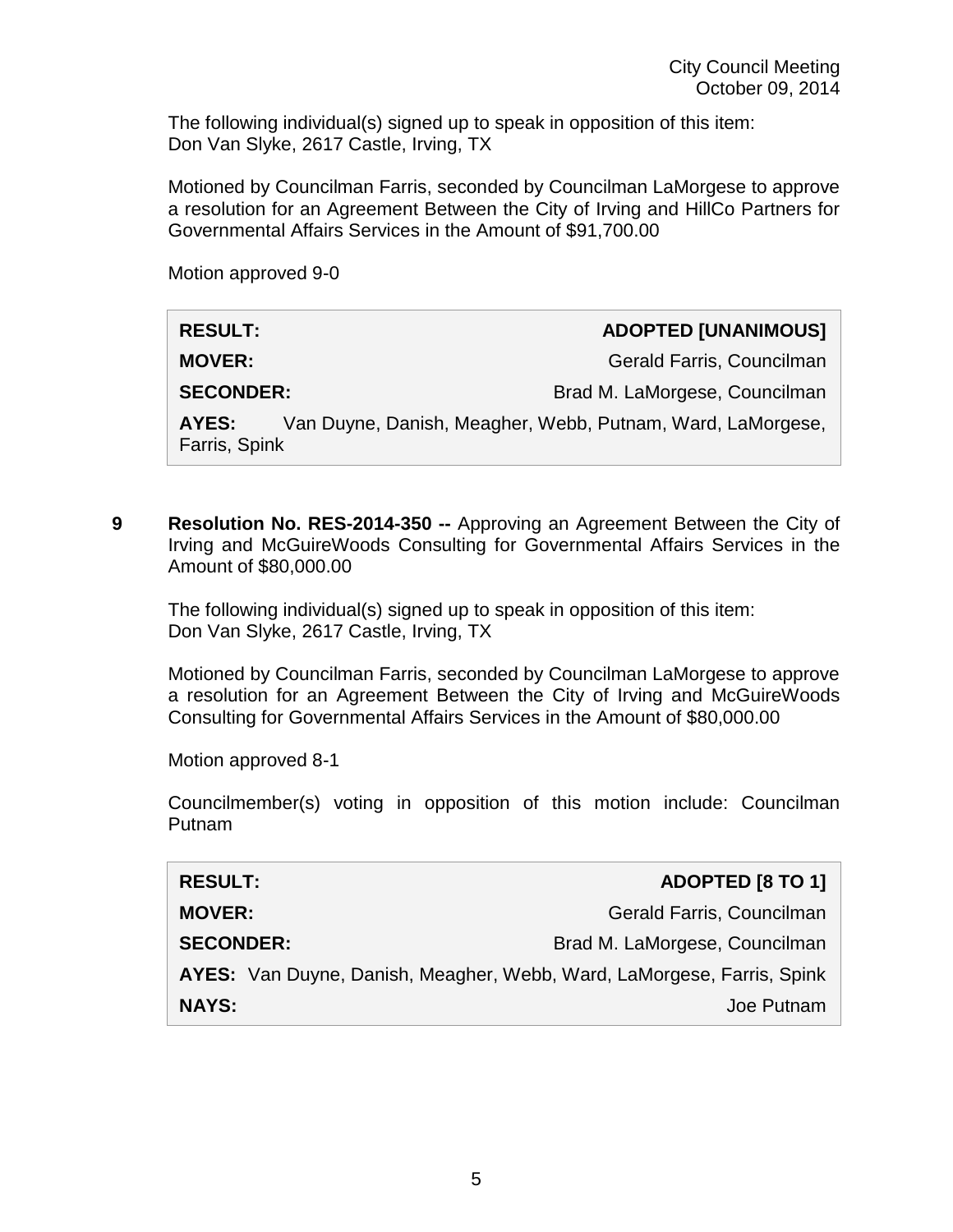The following individual(s) signed up to speak in opposition of this item:
Don Van Slyke, 2617 Castle, Irving, TX

Motioned by Councilman Farris, seconded by Councilman LaMorgese to approve a resolution for an Agreement Between the City of Irving and HillCo Partners for Governmental Affairs Services in the Amount of $91,700.00

Motion approved 9-0

| | |
|---|---|
| **RESULT:** | **ADOPTED [UNANIMOUS]** |
| **MOVER:** | Gerald Farris, Councilman |
| **SECONDER:** | Brad M. LaMorgese, Councilman |
| **AYES:** | Van Duyne, Danish, Meagher, Webb, Putnam, Ward, LaMorgese, Farris, Spink |

**9** **Resolution No. RES-2014-350 --** Approving an Agreement Between the City of Irving and McGuireWoods Consulting for Governmental Affairs Services in the Amount of $80,000.00

The following individual(s) signed up to speak in opposition of this item:
Don Van Slyke, 2617 Castle, Irving, TX

Motioned by Councilman Farris, seconded by Councilman LaMorgese to approve a resolution for an Agreement Between the City of Irving and McGuireWoods Consulting for Governmental Affairs Services in the Amount of $80,000.00

Motion approved 8-1

Councilmember(s) voting in opposition of this motion include: Councilman Putnam

| | |
|---|---|
| **RESULT:** | **ADOPTED [8 TO 1]** |
| **MOVER:** | Gerald Farris, Councilman |
| **SECONDER:** | Brad M. LaMorgese, Councilman |
| **AYES:** | Van Duyne, Danish, Meagher, Webb, Ward, LaMorgese, Farris, Spink |
| **NAYS:** | Joe Putnam |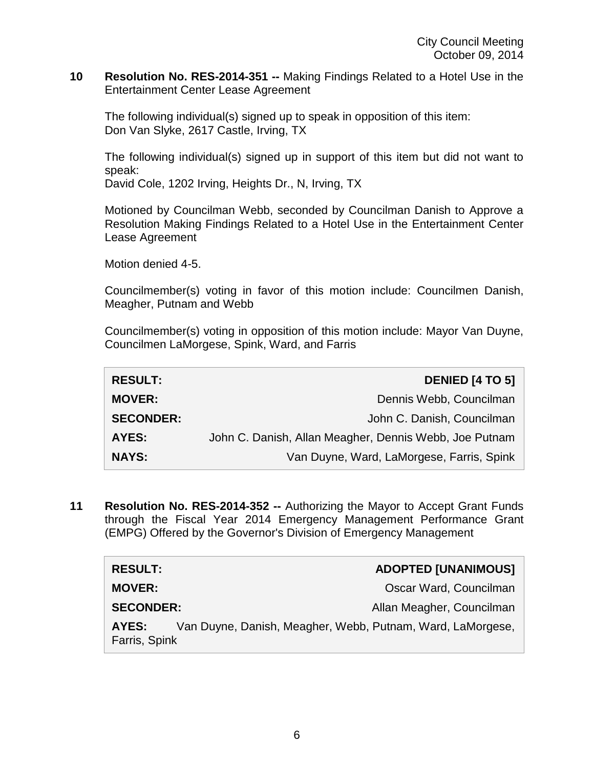**10 Resolution No. RES-2014-351 --** Making Findings Related to a Hotel Use in the Entertainment Center Lease Agreement

The following individual(s) signed up to speak in opposition of this item:
Don Van Slyke, 2617 Castle, Irving, TX

The following individual(s) signed up in support of this item but did not want to speak:
David Cole, 1202 Irving, Heights Dr., N, Irving, TX

Motioned by Councilman Webb, seconded by Councilman Danish to Approve a Resolution Making Findings Related to a Hotel Use in the Entertainment Center Lease Agreement

Motion denied 4-5.

Councilmember(s) voting in favor of this motion include: Councilmen Danish, Meagher, Putnam and Webb

Councilmember(s) voting in opposition of this motion include: Mayor Van Duyne, Councilmen LaMorgese, Spink, Ward, and Farris

| | |
|---|---|
| **RESULT:** | **DENIED [4 TO 5]** |
| **MOVER:** | Dennis Webb, Councilman |
| **SECONDER:** | John C. Danish, Councilman |
| **AYES:** | John C. Danish, Allan Meagher, Dennis Webb, Joe Putnam |
| **NAYS:** | Van Duyne, Ward, LaMorgese, Farris, Spink |

**11 Resolution No. RES-2014-352 --** Authorizing the Mayor to Accept Grant Funds through the Fiscal Year 2014 Emergency Management Performance Grant (EMPG) Offered by the Governor's Division of Emergency Management

| | |
|---|---|
| **RESULT:** | **ADOPTED [UNANIMOUS]** |
| **MOVER:** | Oscar Ward, Councilman |
| **SECONDER:** | Allan Meagher, Councilman |
| **AYES:** | Van Duyne, Danish, Meagher, Webb, Putnam, Ward, LaMorgese, Farris, Spink |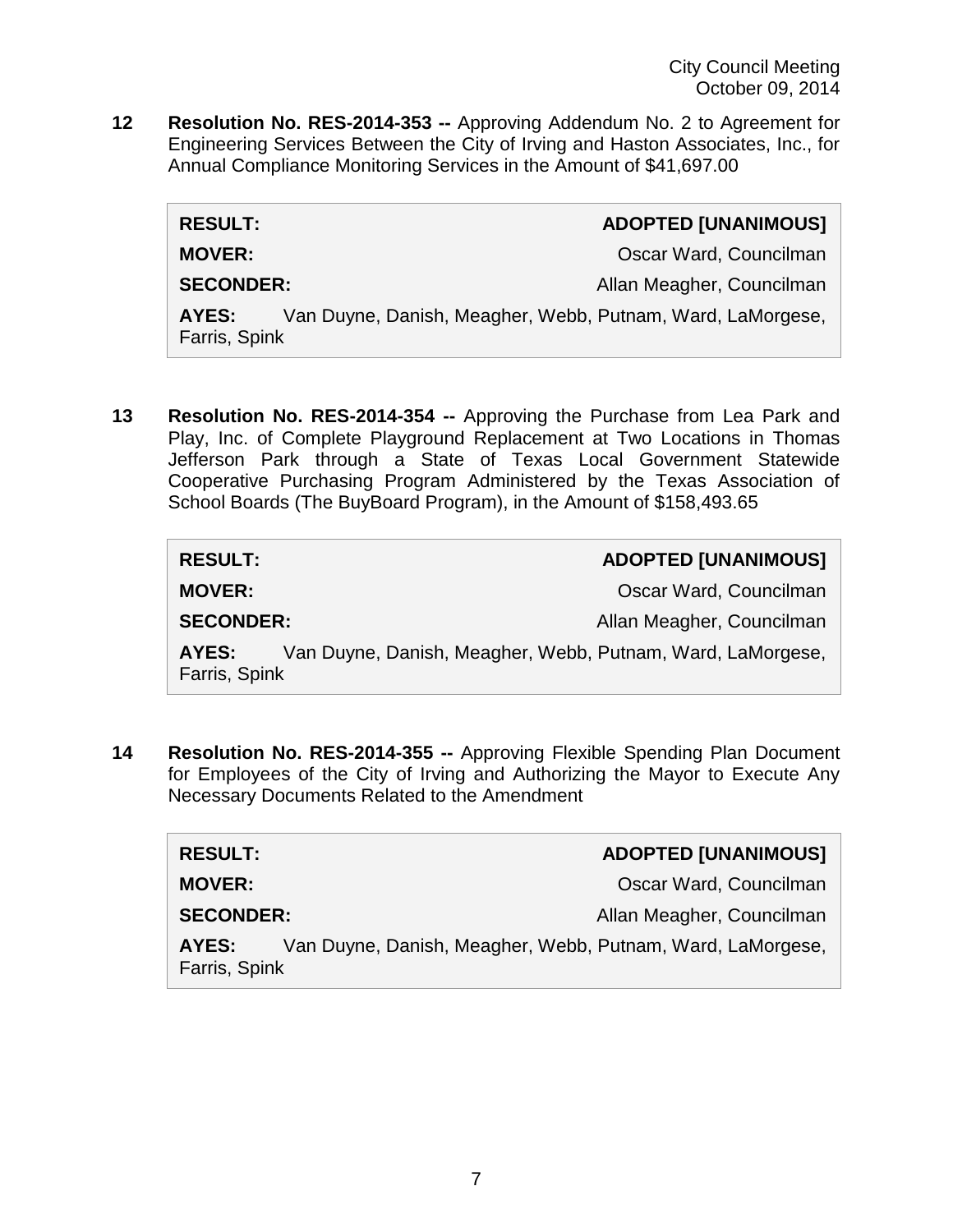**12 Resolution No. RES-2014-353 --** Approving Addendum No. 2 to Agreement for Engineering Services Between the City of Irving and Haston Associates, Inc., for Annual Compliance Monitoring Services in the Amount of $41,697.00

| | |
|---|---|
| **RESULT:** | **ADOPTED [UNANIMOUS]** |
| **MOVER:** | Oscar Ward, Councilman |
| **SECONDER:** | Allan Meagher, Councilman |
| **AYES:** | Van Duyne, Danish, Meagher, Webb, Putnam, Ward, LaMorgese, Farris, Spink |

**13 Resolution No. RES-2014-354 --** Approving the Purchase from Lea Park and Play, Inc. of Complete Playground Replacement at Two Locations in Thomas Jefferson Park through a State of Texas Local Government Statewide Cooperative Purchasing Program Administered by the Texas Association of School Boards (The BuyBoard Program), in the Amount of $158,493.65

| | |
|---|---|
| **RESULT:** | **ADOPTED [UNANIMOUS]** |
| **MOVER:** | Oscar Ward, Councilman |
| **SECONDER:** | Allan Meagher, Councilman |
| **AYES:** | Van Duyne, Danish, Meagher, Webb, Putnam, Ward, LaMorgese, Farris, Spink |

**14 Resolution No. RES-2014-355 --** Approving Flexible Spending Plan Document for Employees of the City of Irving and Authorizing the Mayor to Execute Any Necessary Documents Related to the Amendment

| | |
|---|---|
| **RESULT:** | **ADOPTED [UNANIMOUS]** |
| **MOVER:** | Oscar Ward, Councilman |
| **SECONDER:** | Allan Meagher, Councilman |
| **AYES:** | Van Duyne, Danish, Meagher, Webb, Putnam, Ward, LaMorgese, Farris, Spink |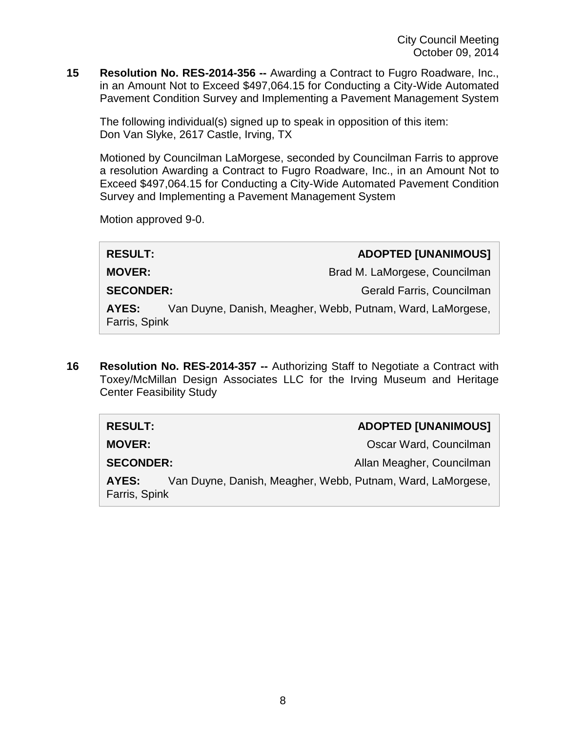**15 Resolution No. RES-2014-356 --** Awarding a Contract to Fugro Roadware, Inc., in an Amount Not to Exceed $497,064.15 for Conducting a City-Wide Automated Pavement Condition Survey and Implementing a Pavement Management System

The following individual(s) signed up to speak in opposition of this item:
Don Van Slyke, 2617 Castle, Irving, TX

Motioned by Councilman LaMorgese, seconded by Councilman Farris to approve a resolution Awarding a Contract to Fugro Roadware, Inc., in an Amount Not to Exceed $497,064.15 for Conducting a City-Wide Automated Pavement Condition Survey and Implementing a Pavement Management System

Motion approved 9-0.

| | |
|---|---|
| **RESULT:** | **ADOPTED [UNANIMOUS]** |
| **MOVER:** | Brad M. LaMorgese, Councilman |
| **SECONDER:** | Gerald Farris, Councilman |
| **AYES:** | Van Duyne, Danish, Meagher, Webb, Putnam, Ward, LaMorgese, Farris, Spink |

**16 Resolution No. RES-2014-357 --** Authorizing Staff to Negotiate a Contract with Toxey/McMillan Design Associates LLC for the Irving Museum and Heritage Center Feasibility Study

| | |
|---|---|
| **RESULT:** | **ADOPTED [UNANIMOUS]** |
| **MOVER:** | Oscar Ward, Councilman |
| **SECONDER:** | Allan Meagher, Councilman |
| **AYES:** | Van Duyne, Danish, Meagher, Webb, Putnam, Ward, LaMorgese, Farris, Spink |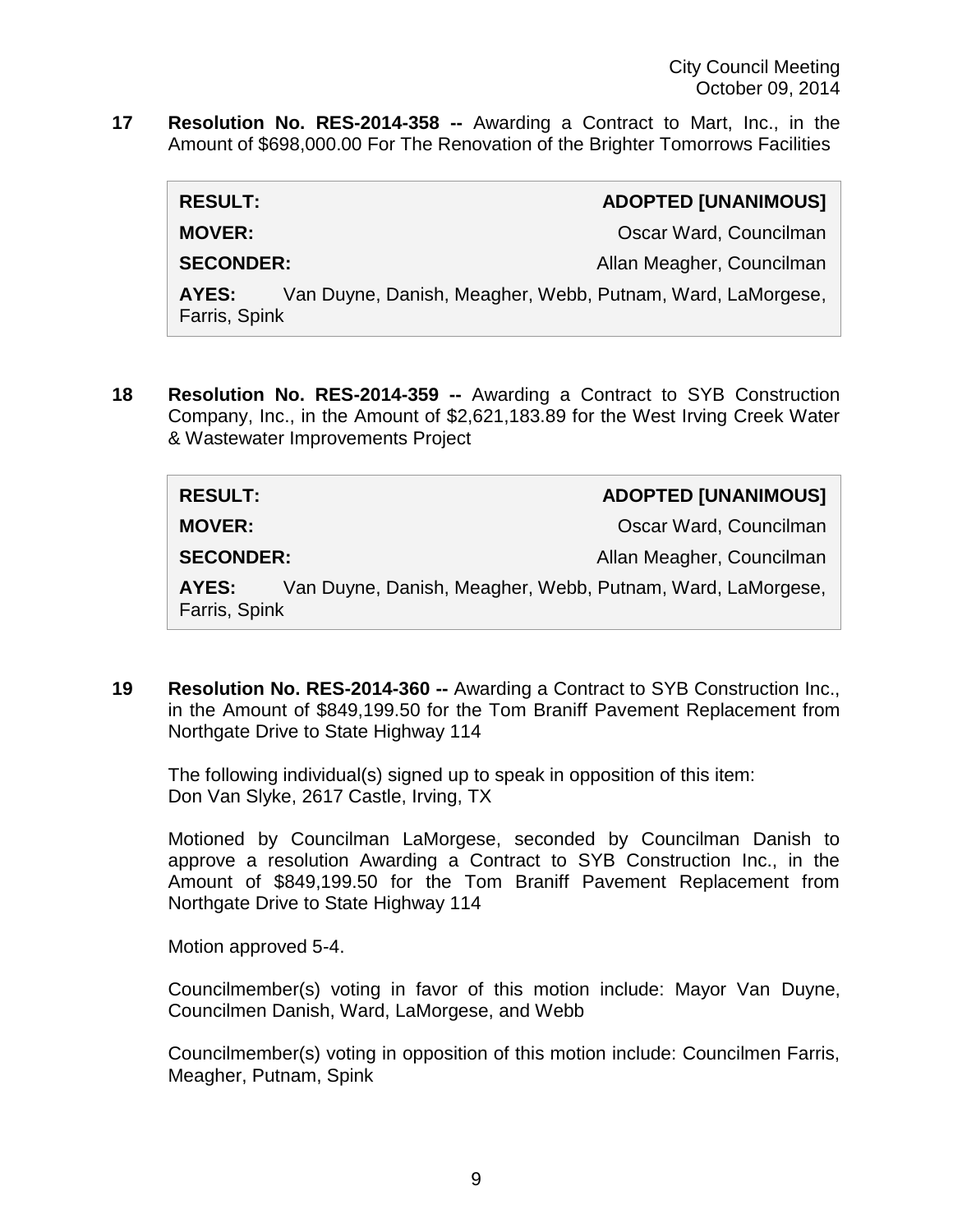**17 Resolution No. RES-2014-358 --** Awarding a Contract to Mart, Inc., in the Amount of $698,000.00 For The Renovation of the Brighter Tomorrows Facilities

| | |
|---|---|
| **RESULT:** | **ADOPTED [UNANIMOUS]** |
| **MOVER:** | Oscar Ward, Councilman |
| **SECONDER:** | Allan Meagher, Councilman |
| **AYES:** | Van Duyne, Danish, Meagher, Webb, Putnam, Ward, LaMorgese, Farris, Spink |

**18 Resolution No. RES-2014-359 --** Awarding a Contract to SYB Construction Company, Inc., in the Amount of $2,621,183.89 for the West Irving Creek Water & Wastewater Improvements Project

| | |
|---|---|
| **RESULT:** | **ADOPTED [UNANIMOUS]** |
| **MOVER:** | Oscar Ward, Councilman |
| **SECONDER:** | Allan Meagher, Councilman |
| **AYES:** | Van Duyne, Danish, Meagher, Webb, Putnam, Ward, LaMorgese, Farris, Spink |

**19 Resolution No. RES-2014-360 --** Awarding a Contract to SYB Construction Inc., in the Amount of $849,199.50 for the Tom Braniff Pavement Replacement from Northgate Drive to State Highway 114

The following individual(s) signed up to speak in opposition of this item:
Don Van Slyke, 2617 Castle, Irving, TX

Motioned by Councilman LaMorgese, seconded by Councilman Danish to approve a resolution Awarding a Contract to SYB Construction Inc., in the Amount of $849,199.50 for the Tom Braniff Pavement Replacement from Northgate Drive to State Highway 114

Motion approved 5-4.

Councilmember(s) voting in favor of this motion include: Mayor Van Duyne, Councilmen Danish, Ward, LaMorgese, and Webb

Councilmember(s) voting in opposition of this motion include: Councilmen Farris, Meagher, Putnam, Spink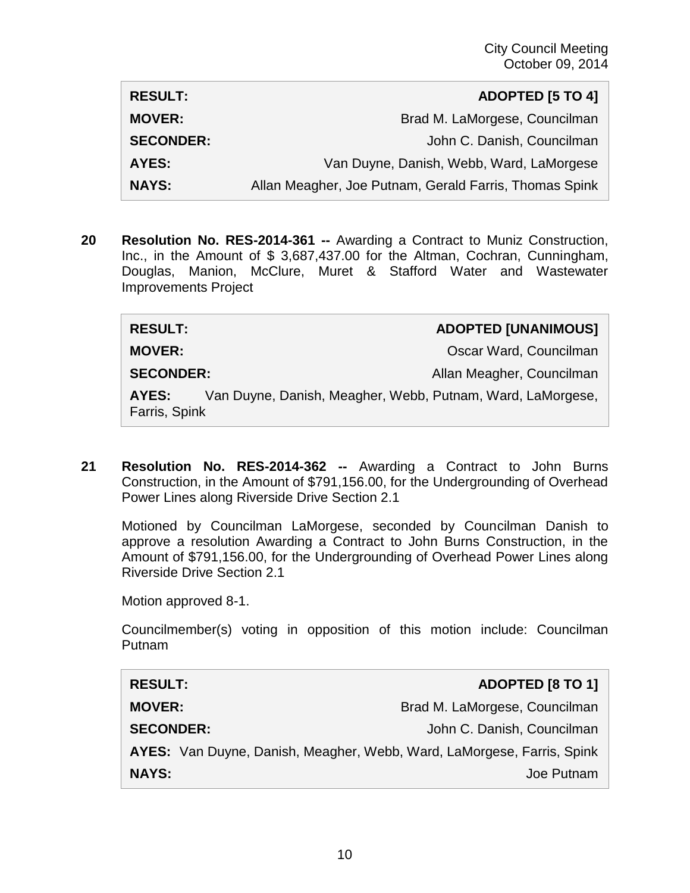| RESULT: | ADOPTED [5 TO 4] |
| --- | --- |
| MOVER: | Brad M. LaMorgese, Councilman |
| SECONDER: | John C. Danish, Councilman |
| AYES: | Van Duyne, Danish, Webb, Ward, LaMorgese |
| NAYS: | Allan Meagher, Joe Putnam, Gerald Farris, Thomas Spink |

**20 Resolution No. RES-2014-361 --** Awarding a Contract to Muniz Construction, Inc., in the Amount of $ 3,687,437.00 for the Altman, Cochran, Cunningham, Douglas, Manion, McClure, Muret & Stafford Water and Wastewater Improvements Project

| RESULT: | ADOPTED [UNANIMOUS] |
| --- | --- |
| MOVER: | Oscar Ward, Councilman |
| SECONDER: | Allan Meagher, Councilman |
| AYES: | Van Duyne, Danish, Meagher, Webb, Putnam, Ward, LaMorgese, Farris, Spink |

**21 Resolution No. RES-2014-362 --** Awarding a Contract to John Burns Construction, in the Amount of $791,156.00, for the Undergrounding of Overhead Power Lines along Riverside Drive Section 2.1

Motioned by Councilman LaMorgese, seconded by Councilman Danish to approve a resolution Awarding a Contract to John Burns Construction, in the Amount of $791,156.00, for the Undergrounding of Overhead Power Lines along Riverside Drive Section 2.1

Motion approved 8-1.

Councilmember(s) voting in opposition of this motion include: Councilman Putnam

| RESULT: | ADOPTED [8 TO 1] |
| --- | --- |
| MOVER: | Brad M. LaMorgese, Councilman |
| SECONDER: | John C. Danish, Councilman |
| AYES: | Van Duyne, Danish, Meagher, Webb, Ward, LaMorgese, Farris, Spink |
| NAYS: | Joe Putnam |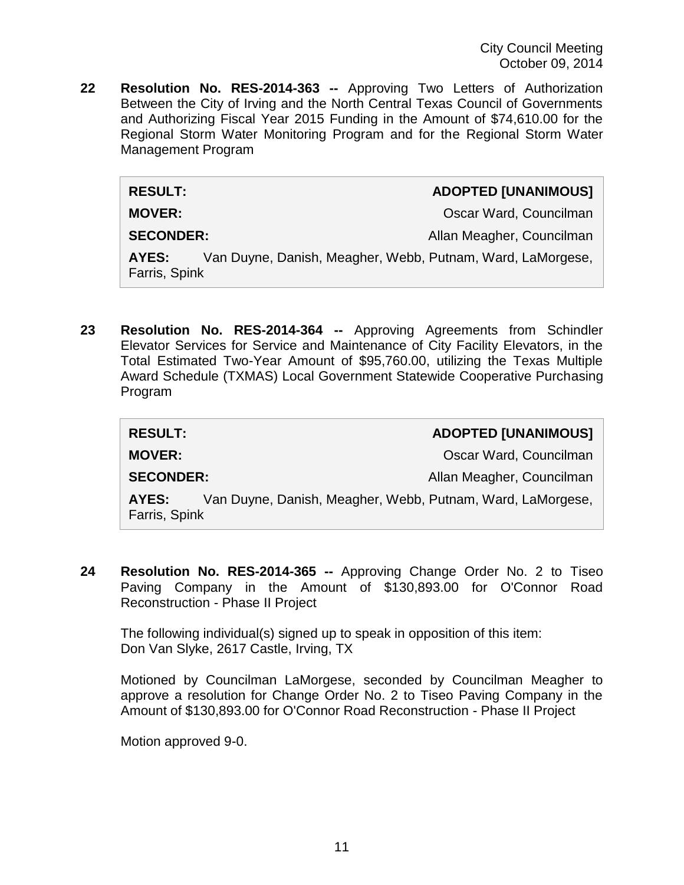**22 Resolution No. RES-2014-363 --** Approving Two Letters of Authorization Between the City of Irving and the North Central Texas Council of Governments and Authorizing Fiscal Year 2015 Funding in the Amount of $74,610.00 for the Regional Storm Water Monitoring Program and for the Regional Storm Water Management Program

| | |
|---|---|
| **RESULT:** | **ADOPTED [UNANIMOUS]** |
| **MOVER:** | Oscar Ward, Councilman |
| **SECONDER:** | Allan Meagher, Councilman |
| **AYES:** | Van Duyne, Danish, Meagher, Webb, Putnam, Ward, LaMorgese, Farris, Spink |

**23 Resolution No. RES-2014-364 --** Approving Agreements from Schindler Elevator Services for Service and Maintenance of City Facility Elevators, in the Total Estimated Two-Year Amount of $95,760.00, utilizing the Texas Multiple Award Schedule (TXMAS) Local Government Statewide Cooperative Purchasing Program

| | |
|---|---|
| **RESULT:** | **ADOPTED [UNANIMOUS]** |
| **MOVER:** | Oscar Ward, Councilman |
| **SECONDER:** | Allan Meagher, Councilman |
| **AYES:** | Van Duyne, Danish, Meagher, Webb, Putnam, Ward, LaMorgese, Farris, Spink |

**24 Resolution No. RES-2014-365 --** Approving Change Order No. 2 to Tiseo Paving Company in the Amount of $130,893.00 for O'Connor Road Reconstruction - Phase II Project

The following individual(s) signed up to speak in opposition of this item:
Don Van Slyke, 2617 Castle, Irving, TX

Motioned by Councilman LaMorgese, seconded by Councilman Meagher to approve a resolution for Change Order No. 2 to Tiseo Paving Company in the Amount of $130,893.00 for O'Connor Road Reconstruction - Phase II Project

Motion approved 9-0.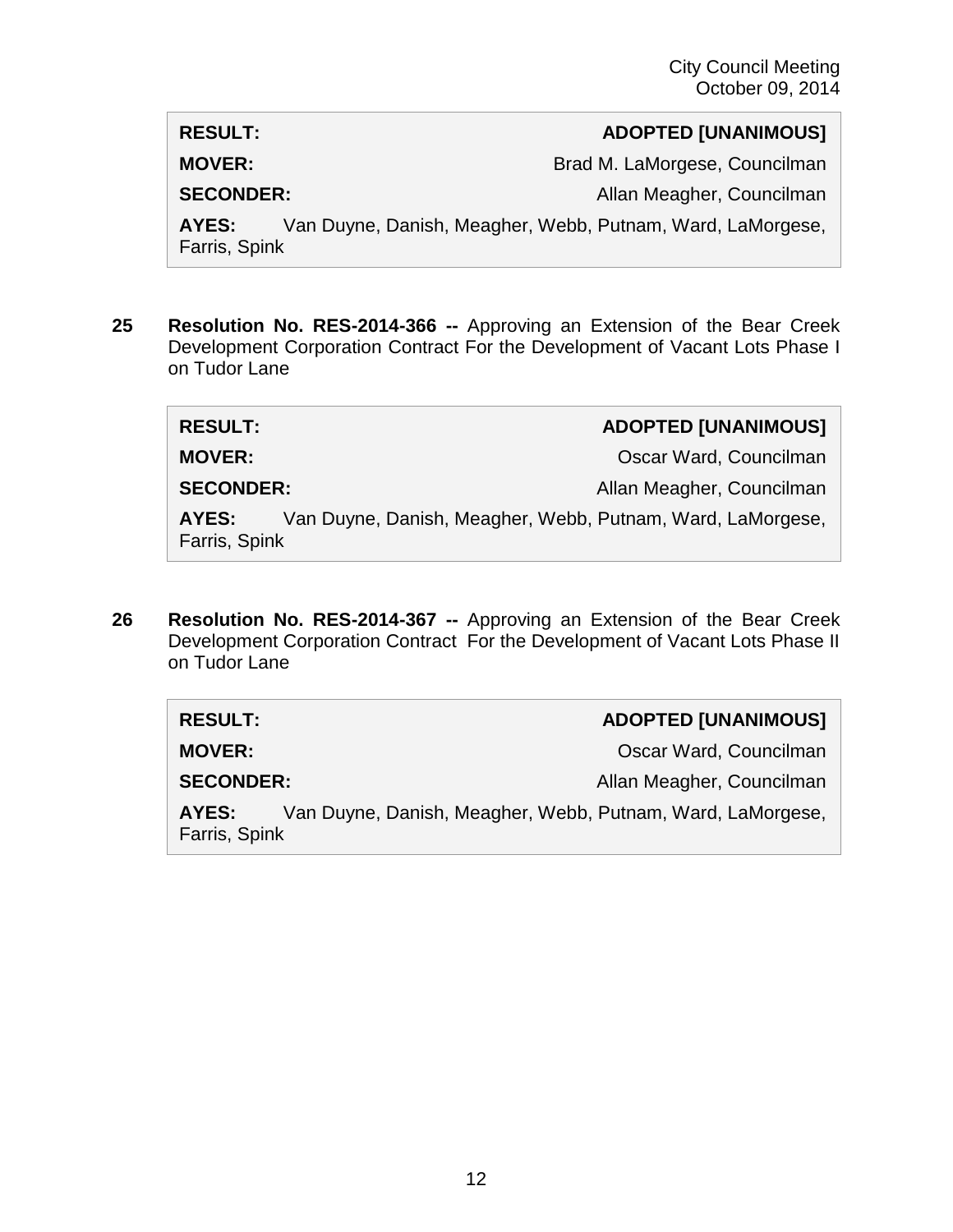| | |
|---|---|
| **RESULT:** | **ADOPTED [UNANIMOUS]** |
| **MOVER:** | Brad M. LaMorgese, Councilman |
| **SECONDER:** | Allan Meagher, Councilman |
| **AYES:** | Van Duyne, Danish, Meagher, Webb, Putnam, Ward, LaMorgese, Farris, Spink |

**25 Resolution No. RES-2014-366 --** Approving an Extension of the Bear Creek Development Corporation Contract For the Development of Vacant Lots Phase I on Tudor Lane

| | |
|---|---|
| **RESULT:** | **ADOPTED [UNANIMOUS]** |
| **MOVER:** | Oscar Ward, Councilman |
| **SECONDER:** | Allan Meagher, Councilman |
| **AYES:** | Van Duyne, Danish, Meagher, Webb, Putnam, Ward, LaMorgese, Farris, Spink |

**26 Resolution No. RES-2014-367 --** Approving an Extension of the Bear Creek Development Corporation Contract For the Development of Vacant Lots Phase II on Tudor Lane

| | |
|---|---|
| **RESULT:** | **ADOPTED [UNANIMOUS]** |
| **MOVER:** | Oscar Ward, Councilman |
| **SECONDER:** | Allan Meagher, Councilman |
| **AYES:** | Van Duyne, Danish, Meagher, Webb, Putnam, Ward, LaMorgese, Farris, Spink |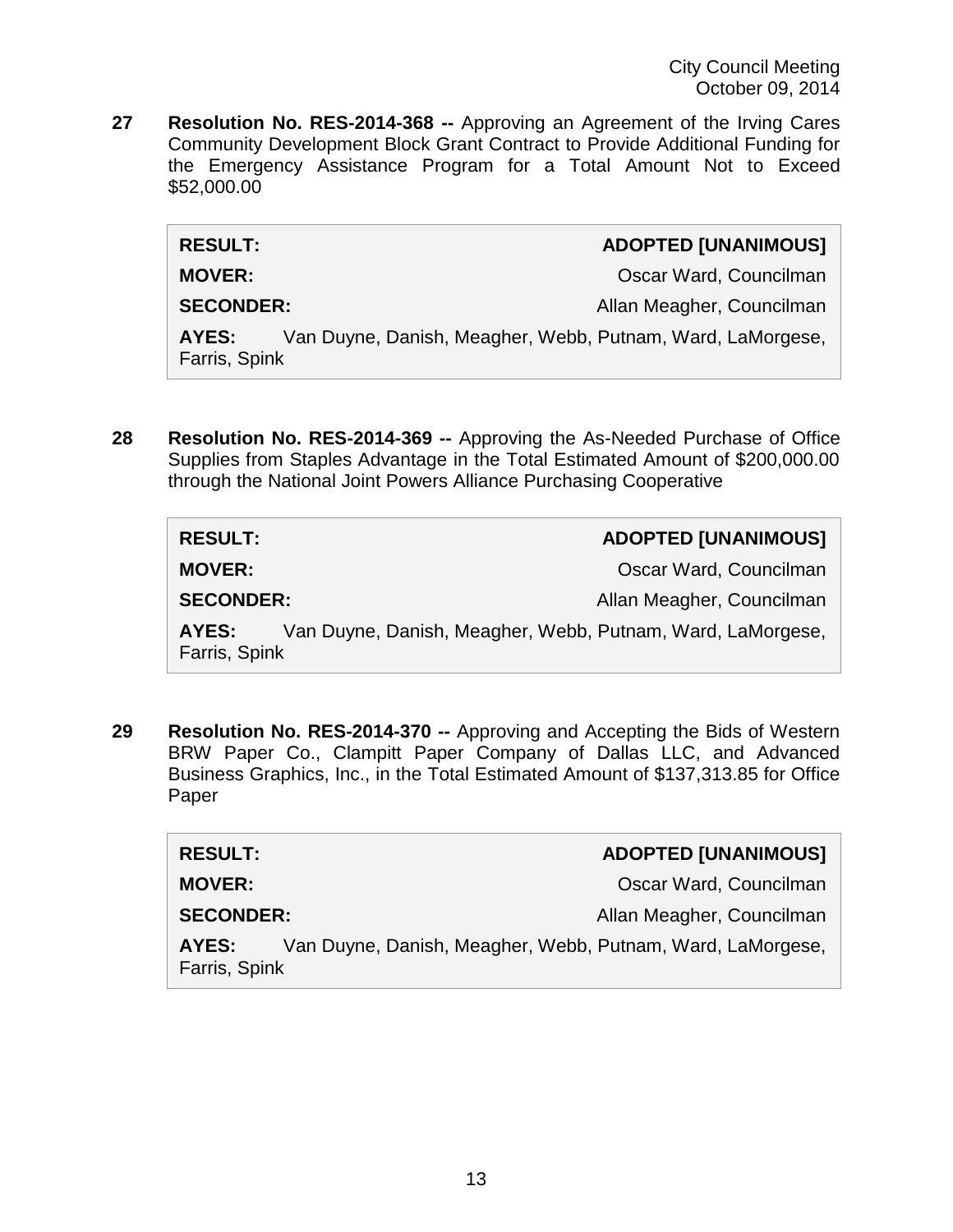**27 Resolution No. RES-2014-368 --** Approving an Agreement of the Irving Cares Community Development Block Grant Contract to Provide Additional Funding for the Emergency Assistance Program for a Total Amount Not to Exceed $52,000.00

| | |
|---|---|
| **RESULT:** | **ADOPTED [UNANIMOUS]** |
| **MOVER:** | Oscar Ward, Councilman |
| **SECONDER:** | Allan Meagher, Councilman |
| **AYES:** | Van Duyne, Danish, Meagher, Webb, Putnam, Ward, LaMorgese, Farris, Spink |

**28 Resolution No. RES-2014-369 --** Approving the As-Needed Purchase of Office Supplies from Staples Advantage in the Total Estimated Amount of $200,000.00 through the National Joint Powers Alliance Purchasing Cooperative

| | |
|---|---|
| **RESULT:** | **ADOPTED [UNANIMOUS]** |
| **MOVER:** | Oscar Ward, Councilman |
| **SECONDER:** | Allan Meagher, Councilman |
| **AYES:** | Van Duyne, Danish, Meagher, Webb, Putnam, Ward, LaMorgese, Farris, Spink |

**29 Resolution No. RES-2014-370 --** Approving and Accepting the Bids of Western BRW Paper Co., Clampitt Paper Company of Dallas LLC, and Advanced Business Graphics, Inc., in the Total Estimated Amount of $137,313.85 for Office Paper

| | |
|---|---|
| **RESULT:** | **ADOPTED [UNANIMOUS]** |
| **MOVER:** | Oscar Ward, Councilman |
| **SECONDER:** | Allan Meagher, Councilman |
| **AYES:** | Van Duyne, Danish, Meagher, Webb, Putnam, Ward, LaMorgese, Farris, Spink |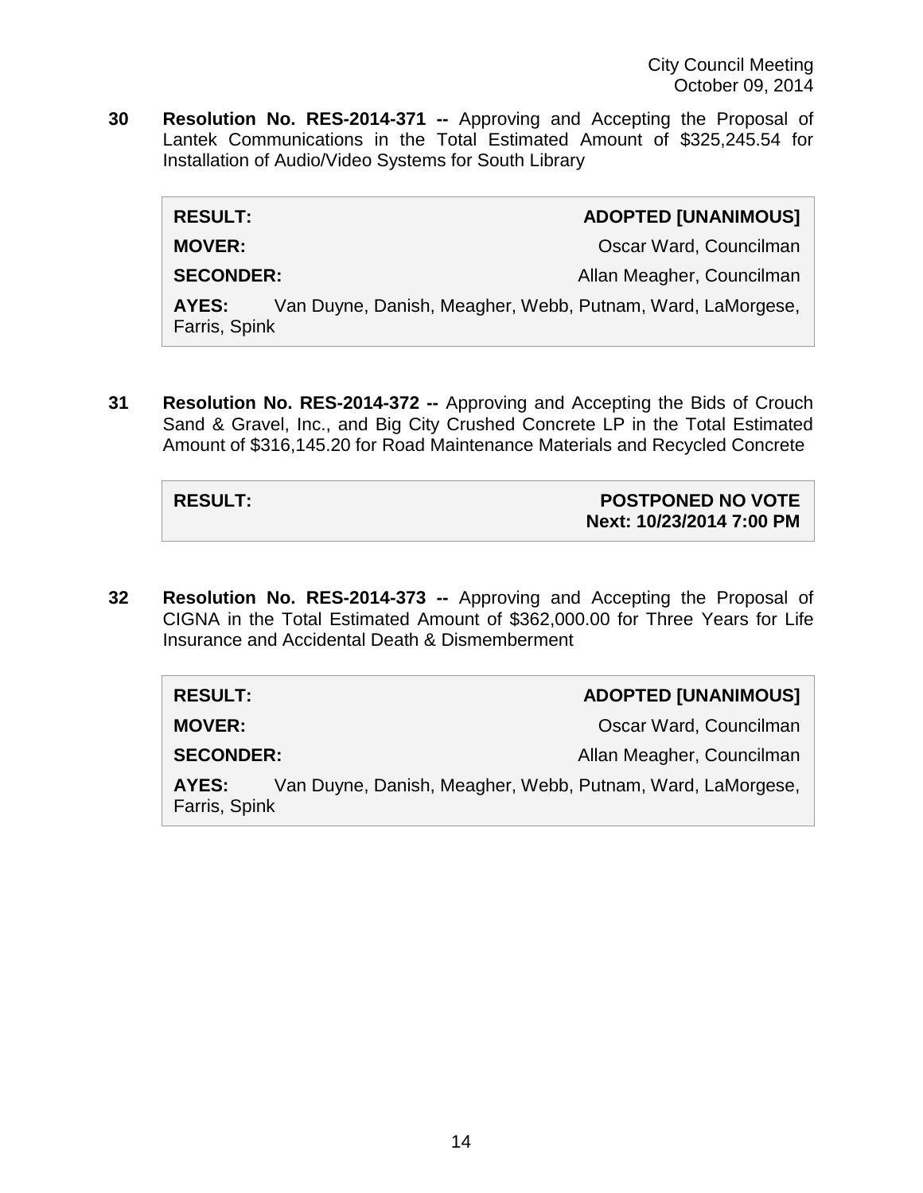**30 Resolution No. RES-2014-371 --** Approving and Accepting the Proposal of Lantek Communications in the Total Estimated Amount of $325,245.54 for Installation of Audio/Video Systems for South Library

| | |
|---|---|
| **RESULT:** | **ADOPTED [UNANIMOUS]** |
| **MOVER:** | Oscar Ward, Councilman |
| **SECONDER:** | Allan Meagher, Councilman |
| **AYES:** | Van Duyne, Danish, Meagher, Webb, Putnam, Ward, LaMorgese, Farris, Spink |

**31 Resolution No. RES-2014-372 --** Approving and Accepting the Bids of Crouch Sand & Gravel, Inc., and Big City Crushed Concrete LP in the Total Estimated Amount of $316,145.20 for Road Maintenance Materials and Recycled Concrete

| | |
|---|---|
| **RESULT:** | **POSTPONED NO VOTE** **Next: 10/23/2014 7:00 PM** |

**32 Resolution No. RES-2014-373 --** Approving and Accepting the Proposal of CIGNA in the Total Estimated Amount of $362,000.00 for Three Years for Life Insurance and Accidental Death & Dismemberment

| | |
|---|---|
| **RESULT:** | **ADOPTED [UNANIMOUS]** |
| **MOVER:** | Oscar Ward, Councilman |
| **SECONDER:** | Allan Meagher, Councilman |
| **AYES:** | Van Duyne, Danish, Meagher, Webb, Putnam, Ward, LaMorgese, Farris, Spink |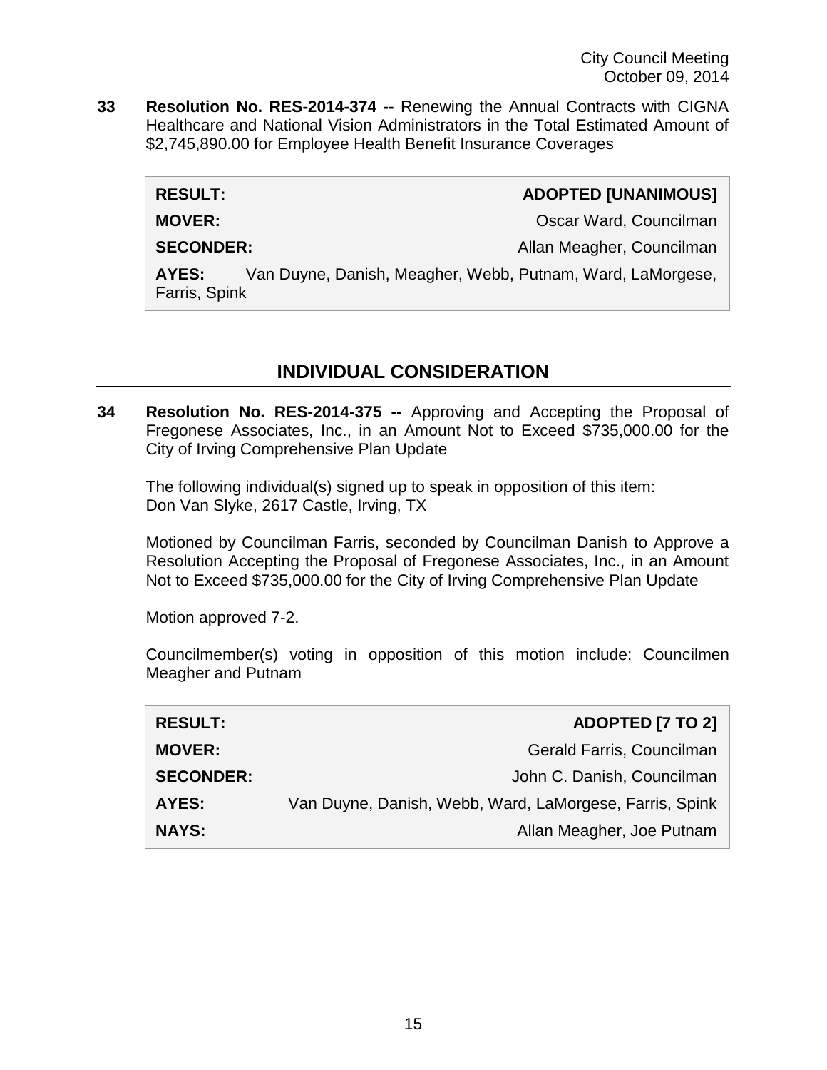**33 Resolution No. RES-2014-374 --** Renewing the Annual Contracts with CIGNA Healthcare and National Vision Administrators in the Total Estimated Amount of $2,745,890.00 for Employee Health Benefit Insurance Coverages

| | |
|---|---|
| **RESULT:** | **ADOPTED [UNANIMOUS]** |
| **MOVER:** | Oscar Ward, Councilman |
| **SECONDER:** | Allan Meagher, Councilman |
| **AYES:** | Van Duyne, Danish, Meagher, Webb, Putnam, Ward, LaMorgese, Farris, Spink |

## INDIVIDUAL CONSIDERATION

**34 Resolution No. RES-2014-375 --** Approving and Accepting the Proposal of Fregonese Associates, Inc., in an Amount Not to Exceed $735,000.00 for the City of Irving Comprehensive Plan Update

The following individual(s) signed up to speak in opposition of this item:
Don Van Slyke, 2617 Castle, Irving, TX

Motioned by Councilman Farris, seconded by Councilman Danish to Approve a Resolution Accepting the Proposal of Fregonese Associates, Inc., in an Amount Not to Exceed $735,000.00 for the City of Irving Comprehensive Plan Update

Motion approved 7-2.

Councilmember(s) voting in opposition of this motion include: Councilmen Meagher and Putnam

| | |
|---|---|
| **RESULT:** | **ADOPTED [7 TO 2]** |
| **MOVER:** | Gerald Farris, Councilman |
| **SECONDER:** | John C. Danish, Councilman |
| **AYES:** | Van Duyne, Danish, Webb, Ward, LaMorgese, Farris, Spink |
| **NAYS:** | Allan Meagher, Joe Putnam |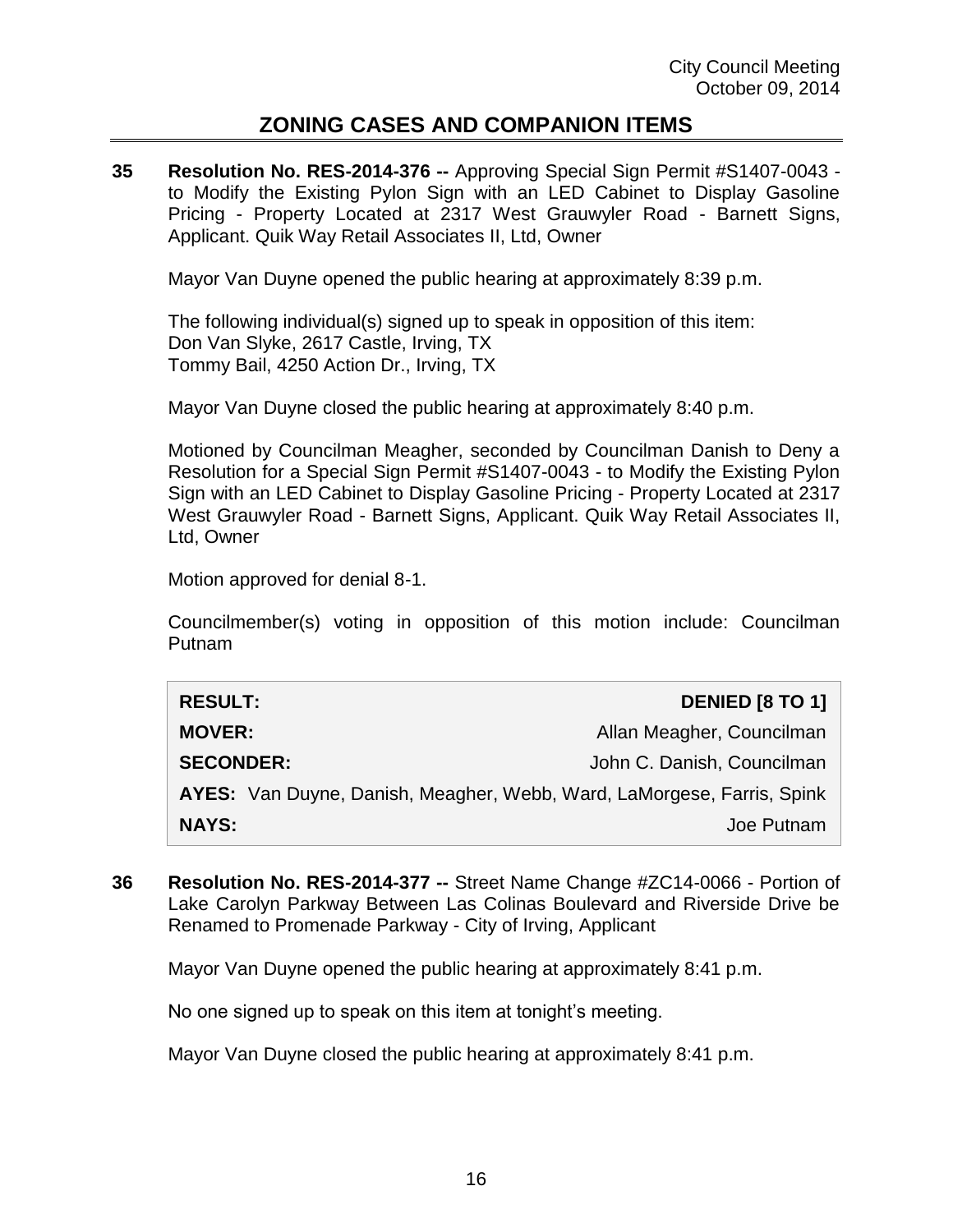## ZONING CASES AND COMPANION ITEMS

**35 Resolution No. RES-2014-376 --** Approving Special Sign Permit #S1407-0043 - to Modify the Existing Pylon Sign with an LED Cabinet to Display Gasoline Pricing - Property Located at 2317 West Grauwyler Road - Barnett Signs, Applicant. Quik Way Retail Associates II, Ltd, Owner

Mayor Van Duyne opened the public hearing at approximately 8:39 p.m.

The following individual(s) signed up to speak in opposition of this item:
Don Van Slyke, 2617 Castle, Irving, TX
Tommy Bail, 4250 Action Dr., Irving, TX

Mayor Van Duyne closed the public hearing at approximately 8:40 p.m.

Motioned by Councilman Meagher, seconded by Councilman Danish to Deny a Resolution for a Special Sign Permit #S1407-0043 - to Modify the Existing Pylon Sign with an LED Cabinet to Display Gasoline Pricing - Property Located at 2317 West Grauwyler Road - Barnett Signs, Applicant. Quik Way Retail Associates II, Ltd, Owner

Motion approved for denial 8-1.

Councilmember(s) voting in opposition of this motion include: Councilman Putnam

| | |
|---|---|
| **RESULT:** | **DENIED [8 TO 1]** |
| **MOVER:** | Allan Meagher, Councilman |
| **SECONDER:** | John C. Danish, Councilman |
| **AYES:** | Van Duyne, Danish, Meagher, Webb, Ward, LaMorgese, Farris, Spink |
| **NAYS:** | Joe Putnam |

**36 Resolution No. RES-2014-377 --** Street Name Change #ZC14-0066 - Portion of Lake Carolyn Parkway Between Las Colinas Boulevard and Riverside Drive be Renamed to Promenade Parkway - City of Irving, Applicant

Mayor Van Duyne opened the public hearing at approximately 8:41 p.m.

No one signed up to speak on this item at tonight's meeting.

Mayor Van Duyne closed the public hearing at approximately 8:41 p.m.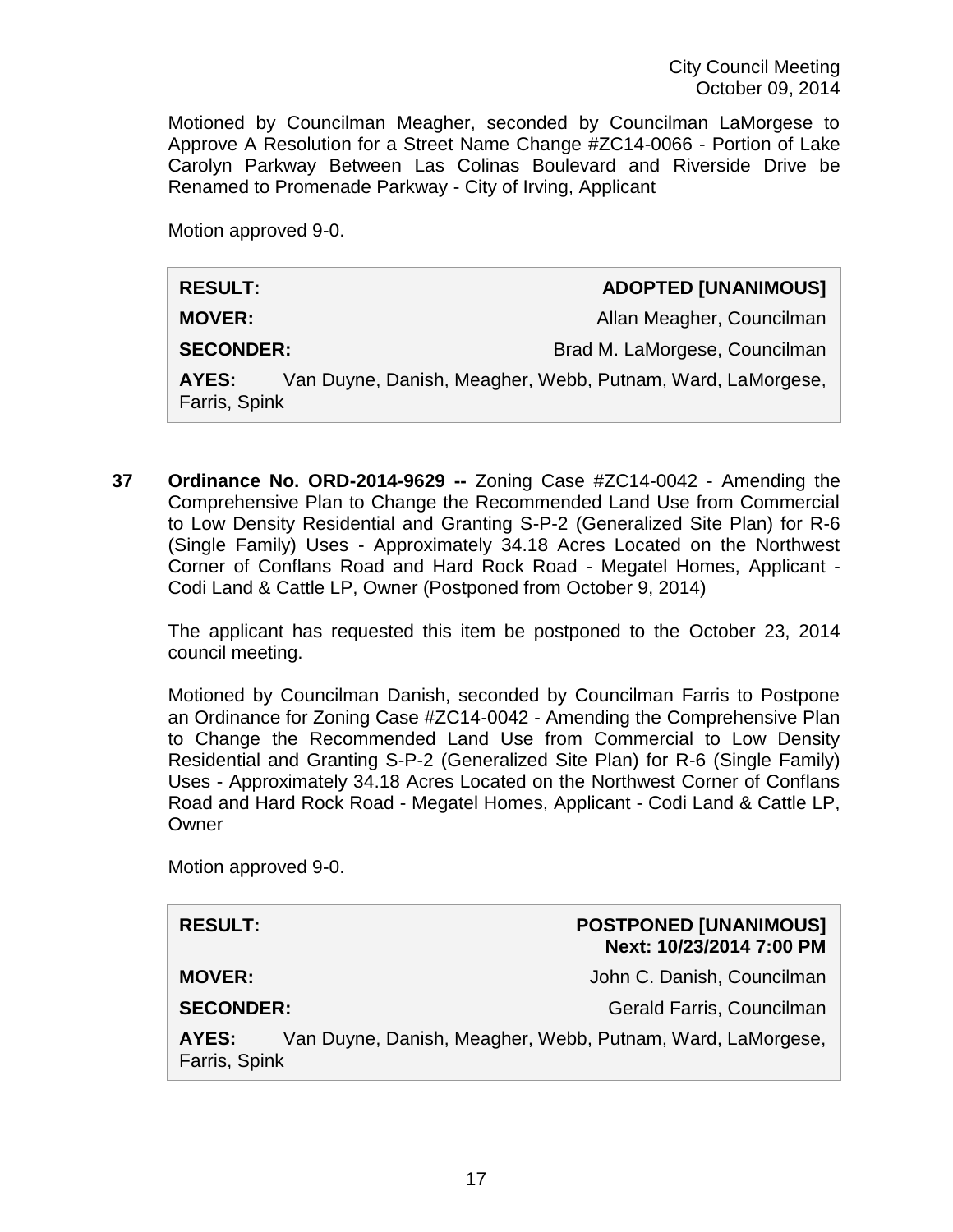Motioned by Councilman Meagher, seconded by Councilman LaMorgese to Approve A Resolution for a Street Name Change #ZC14-0066 - Portion of Lake Carolyn Parkway Between Las Colinas Boulevard and Riverside Drive be Renamed to Promenade Parkway - City of Irving, Applicant

Motion approved 9-0.

| | |
|---|---|
| **RESULT:** | **ADOPTED [UNANIMOUS]** |
| **MOVER:** | Allan Meagher, Councilman |
| **SECONDER:** | Brad M. LaMorgese, Councilman |
| **AYES:** | Van Duyne, Danish, Meagher, Webb, Putnam, Ward, LaMorgese, Farris, Spink |

**37 Ordinance No. ORD-2014-9629 --** Zoning Case #ZC14-0042 - Amending the Comprehensive Plan to Change the Recommended Land Use from Commercial to Low Density Residential and Granting S-P-2 (Generalized Site Plan) for R-6 (Single Family) Uses - Approximately 34.18 Acres Located on the Northwest Corner of Conflans Road and Hard Rock Road - Megatel Homes, Applicant - Codi Land & Cattle LP, Owner (Postponed from October 9, 2014)

The applicant has requested this item be postponed to the October 23, 2014 council meeting.

Motioned by Councilman Danish, seconded by Councilman Farris to Postpone an Ordinance for Zoning Case #ZC14-0042 - Amending the Comprehensive Plan to Change the Recommended Land Use from Commercial to Low Density Residential and Granting S-P-2 (Generalized Site Plan) for R-6 (Single Family) Uses - Approximately 34.18 Acres Located on the Northwest Corner of Conflans Road and Hard Rock Road - Megatel Homes, Applicant - Codi Land & Cattle LP, Owner

Motion approved 9-0.

| | |
|---|---|
| **RESULT:** | **POSTPONED [UNANIMOUS] Next: 10/23/2014 7:00 PM** |
| **MOVER:** | John C. Danish, Councilman |
| **SECONDER:** | Gerald Farris, Councilman |
| **AYES:** | Van Duyne, Danish, Meagher, Webb, Putnam, Ward, LaMorgese, Farris, Spink |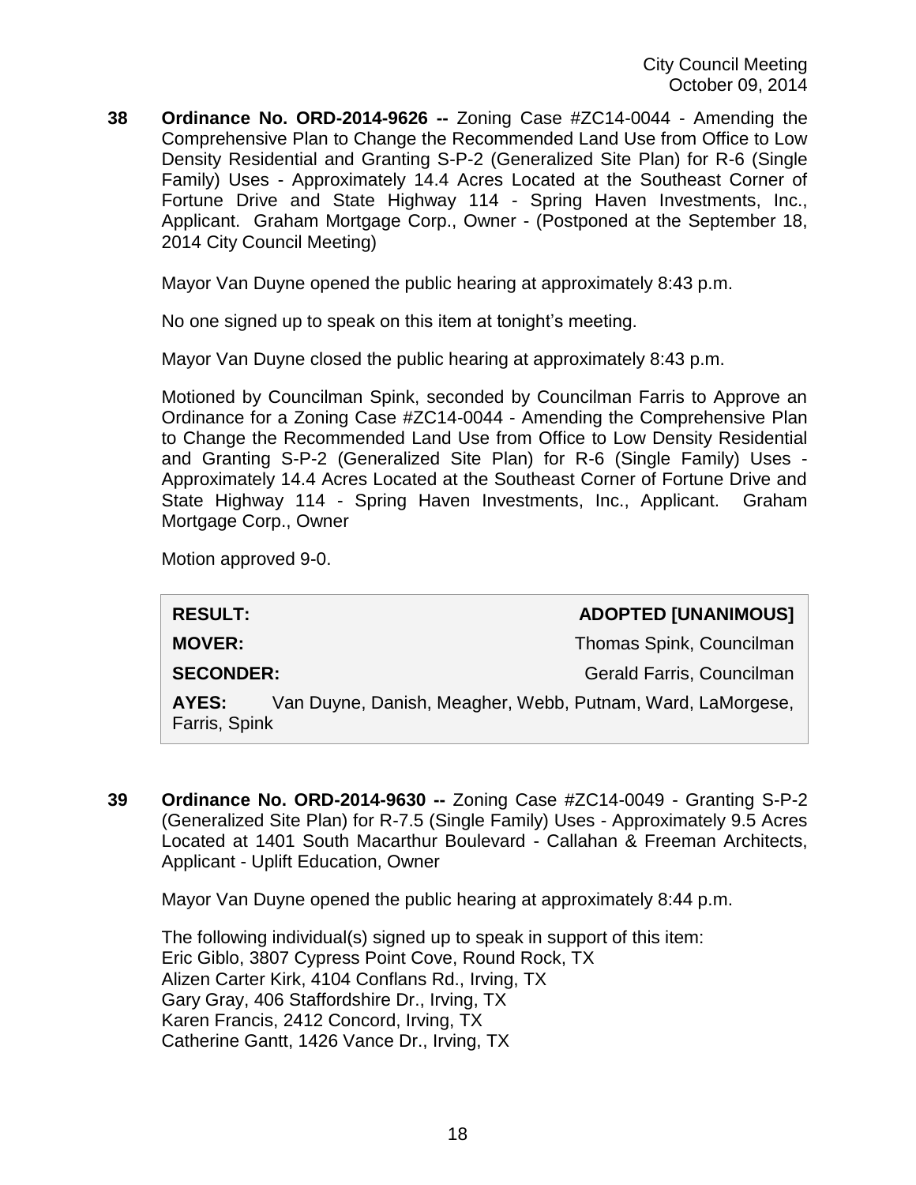**38** **Ordinance No. ORD-2014-9626 --** Zoning Case #ZC14-0044 - Amending the Comprehensive Plan to Change the Recommended Land Use from Office to Low Density Residential and Granting S-P-2 (Generalized Site Plan) for R-6 (Single Family) Uses - Approximately 14.4 Acres Located at the Southeast Corner of Fortune Drive and State Highway 114 - Spring Haven Investments, Inc., Applicant. Graham Mortgage Corp., Owner - (Postponed at the September 18, 2014 City Council Meeting)

Mayor Van Duyne opened the public hearing at approximately 8:43 p.m.

No one signed up to speak on this item at tonight's meeting.

Mayor Van Duyne closed the public hearing at approximately 8:43 p.m.

Motioned by Councilman Spink, seconded by Councilman Farris to Approve an Ordinance for a Zoning Case #ZC14-0044 - Amending the Comprehensive Plan to Change the Recommended Land Use from Office to Low Density Residential and Granting S-P-2 (Generalized Site Plan) for R-6 (Single Family) Uses - Approximately 14.4 Acres Located at the Southeast Corner of Fortune Drive and State Highway 114 - Spring Haven Investments, Inc., Applicant. Graham Mortgage Corp., Owner

Motion approved 9-0.

| | |
|---|---|
| **RESULT:** | **ADOPTED [UNANIMOUS]** |
| **MOVER:** | Thomas Spink, Councilman |
| **SECONDER:** | Gerald Farris, Councilman |
| **AYES:** | Van Duyne, Danish, Meagher, Webb, Putnam, Ward, LaMorgese, Farris, Spink |

**39** **Ordinance No. ORD-2014-9630 --** Zoning Case #ZC14-0049 - Granting S-P-2 (Generalized Site Plan) for R-7.5 (Single Family) Uses - Approximately 9.5 Acres Located at 1401 South Macarthur Boulevard - Callahan & Freeman Architects, Applicant - Uplift Education, Owner

Mayor Van Duyne opened the public hearing at approximately 8:44 p.m.

The following individual(s) signed up to speak in support of this item:
Eric Giblo, 3807 Cypress Point Cove, Round Rock, TX
Alizen Carter Kirk, 4104 Conflans Rd., Irving, TX
Gary Gray, 406 Staffordshire Dr., Irving, TX
Karen Francis, 2412 Concord, Irving, TX
Catherine Gantt, 1426 Vance Dr., Irving, TX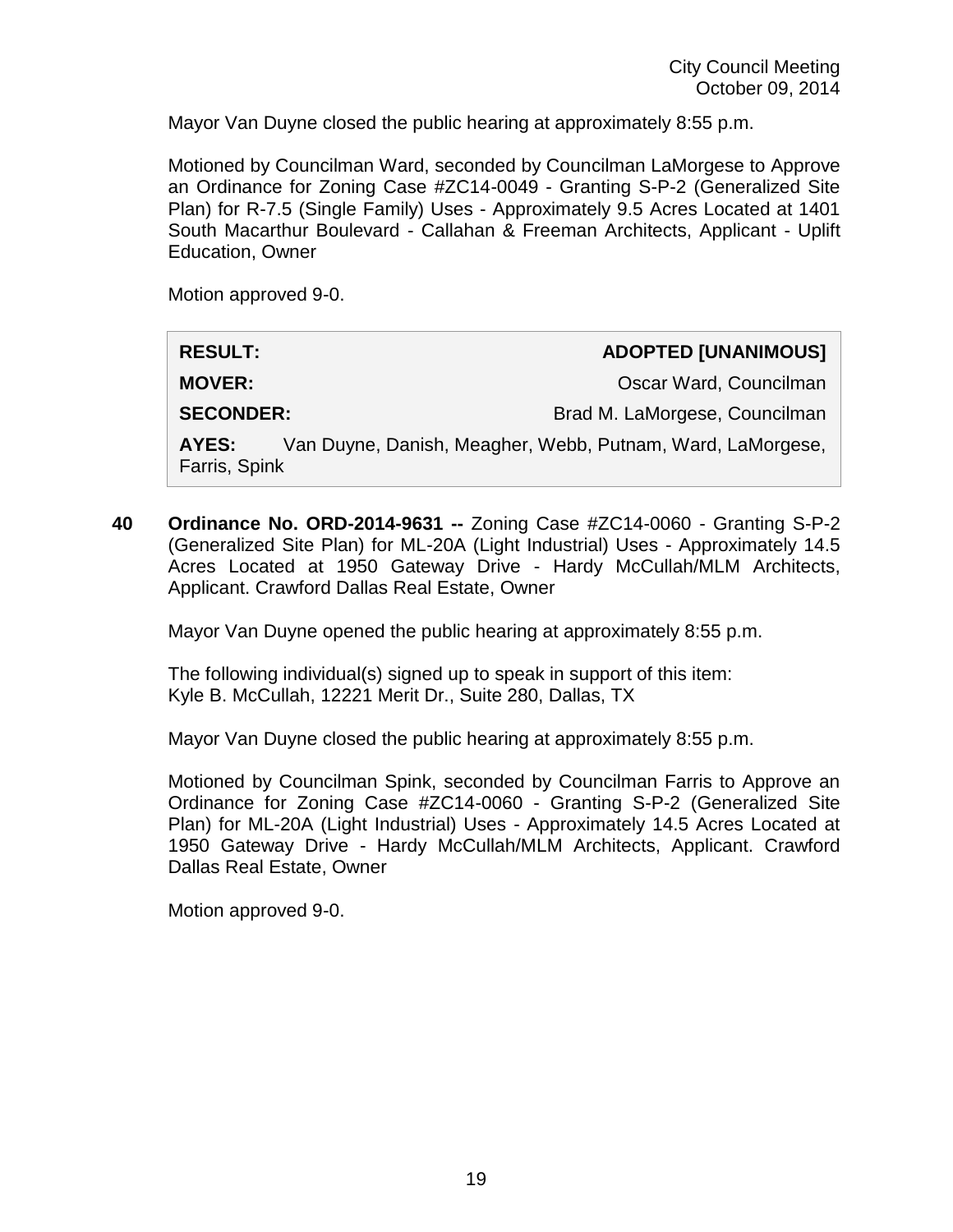Mayor Van Duyne closed the public hearing at approximately 8:55 p.m.

Motioned by Councilman Ward, seconded by Councilman LaMorgese to Approve an Ordinance for Zoning Case #ZC14-0049 - Granting S-P-2 (Generalized Site Plan) for R-7.5 (Single Family) Uses - Approximately 9.5 Acres Located at 1401 South Macarthur Boulevard - Callahan & Freeman Architects, Applicant - Uplift Education, Owner

Motion approved 9-0.

| | |
|---|---|
| **RESULT:** | **ADOPTED [UNANIMOUS]** |
| **MOVER:** | Oscar Ward, Councilman |
| **SECONDER:** | Brad M. LaMorgese, Councilman |
| **AYES:** | Van Duyne, Danish, Meagher, Webb, Putnam, Ward, LaMorgese, Farris, Spink |

**40 Ordinance No. ORD-2014-9631 --** Zoning Case #ZC14-0060 - Granting S-P-2 (Generalized Site Plan) for ML-20A (Light Industrial) Uses - Approximately 14.5 Acres Located at 1950 Gateway Drive - Hardy McCullah/MLM Architects, Applicant. Crawford Dallas Real Estate, Owner

Mayor Van Duyne opened the public hearing at approximately 8:55 p.m.

The following individual(s) signed up to speak in support of this item:
Kyle B. McCullah, 12221 Merit Dr., Suite 280, Dallas, TX

Mayor Van Duyne closed the public hearing at approximately 8:55 p.m.

Motioned by Councilman Spink, seconded by Councilman Farris to Approve an Ordinance for Zoning Case #ZC14-0060 - Granting S-P-2 (Generalized Site Plan) for ML-20A (Light Industrial) Uses - Approximately 14.5 Acres Located at 1950 Gateway Drive - Hardy McCullah/MLM Architects, Applicant. Crawford Dallas Real Estate, Owner

Motion approved 9-0.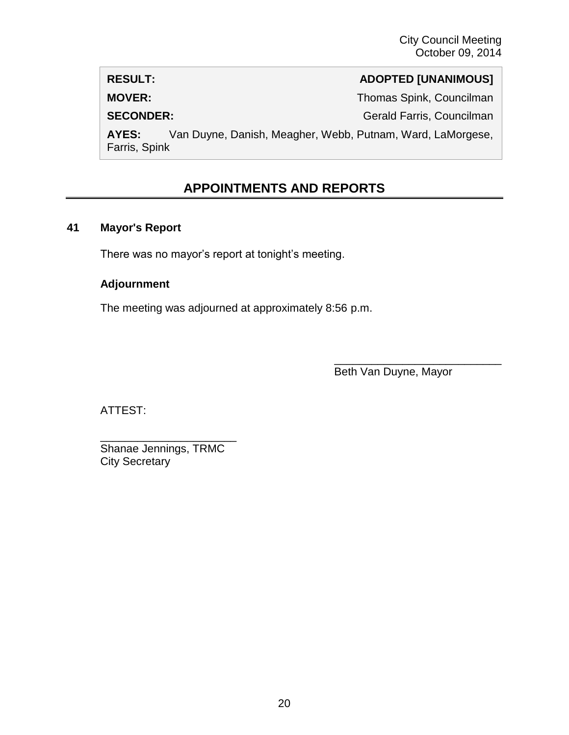| | |
|---|---|
| **RESULT:** | **ADOPTED [UNANIMOUS]** |
| **MOVER:** | Thomas Spink, Councilman |
| **SECONDER:** | Gerald Farris, Councilman |
| **AYES:** | Van Duyne, Danish, Meagher, Webb, Putnam, Ward, LaMorgese, Farris, Spink |

# APPOINTMENTS AND REPORTS

### 41 Mayor's Report

There was no mayor's report at tonight's meeting.

### Adjournment

The meeting was adjourned at approximately 8:56 p.m.

\_\_\_\_\_\_\_\_\_\_\_\_\_\_\_\_\_\_\_\_\_\_\_\_\_\_\_\_
Beth Van Duyne, Mayor

ATTEST:

\_\_\_\_\_\_\_\_\_\_\_\_\_\_\_\_\_\_\_\_\_\_\_\_
Shanae Jennings, TRMC
City Secretary